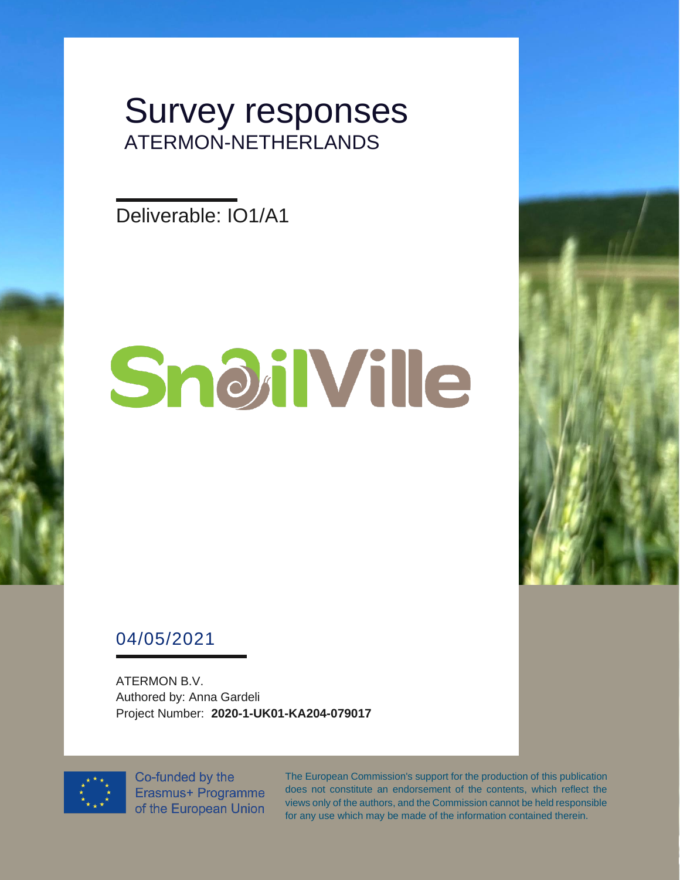# Survey responses

## ATERMON-NETHERLANDS

Deliverable: IO1/A1

SnailVille

04/05/2021

ATERMON B.V.
Authored by: Anna Gardeli
Project Number: **2020-1-UK01-KA204-079017**

Co-funded by the Erasmus+ Programme of the European Union

The European Commission's support for the production of this publication does not constitute an endorsement of the contents, which reflect the views only of the authors, and the Commission cannot be held responsible for any use which may be made of the information contained therein.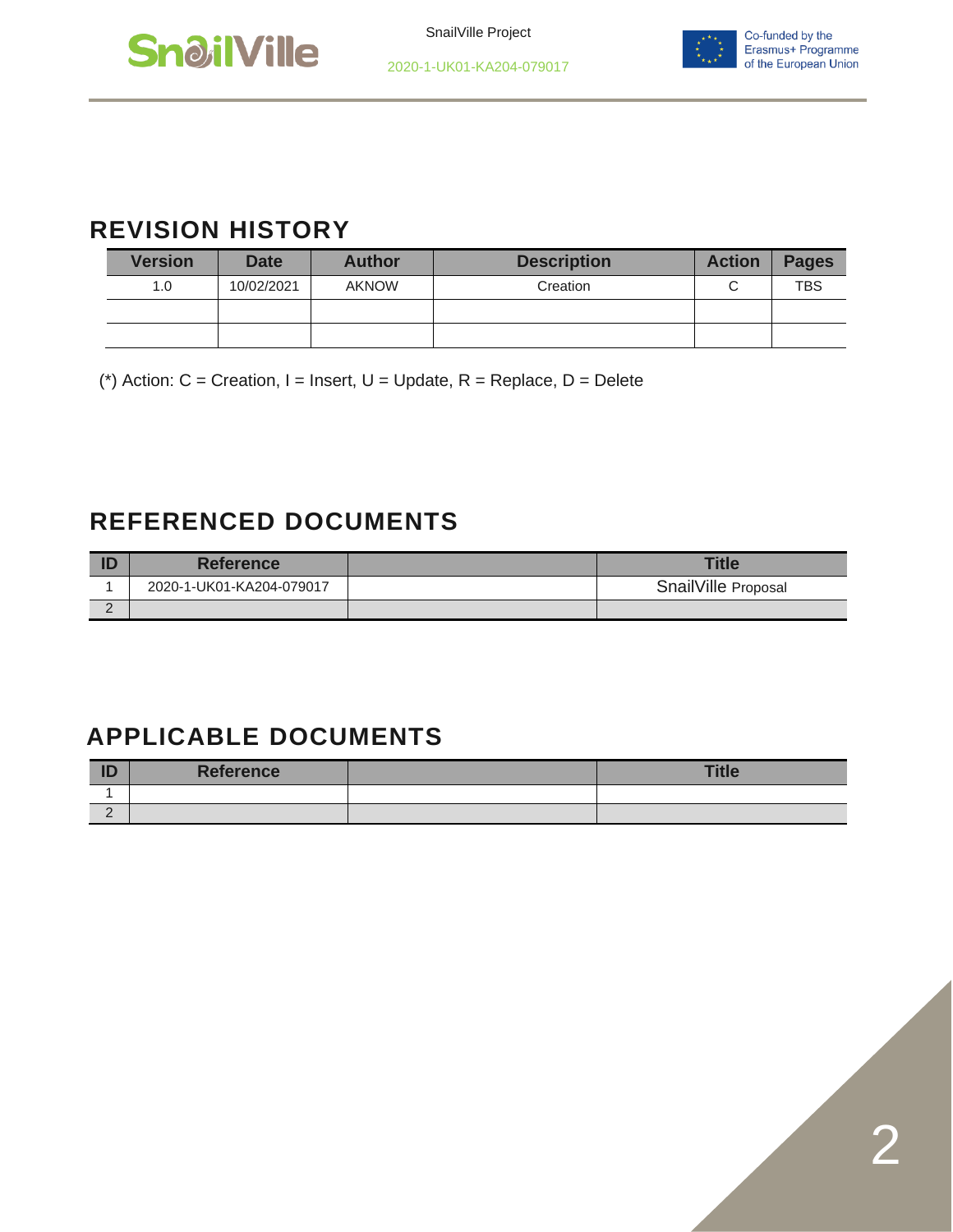## REVISION HISTORY

| Version | Date | Author | Description | Action | Pages |
|---|---|---|---|---|---|
| 1.0 | 10/02/2021 | AKNOW | Creation | C | TBS |
| | | | | | |
| | | | | | |

(*) Action: C = Creation, I = Insert, U = Update, R = Replace, D = Delete

## REFERENCED DOCUMENTS

| ID | Reference | | Title |
|---|---|---|---|
| 1 | 2020-1-UK01-KA204-079017 | | SnailVille Proposal |
| 2 | | | |

## APPLICABLE DOCUMENTS

| ID | Reference | | Title |
|---|---|---|---|
| 1 | | | |
| 2 | | | |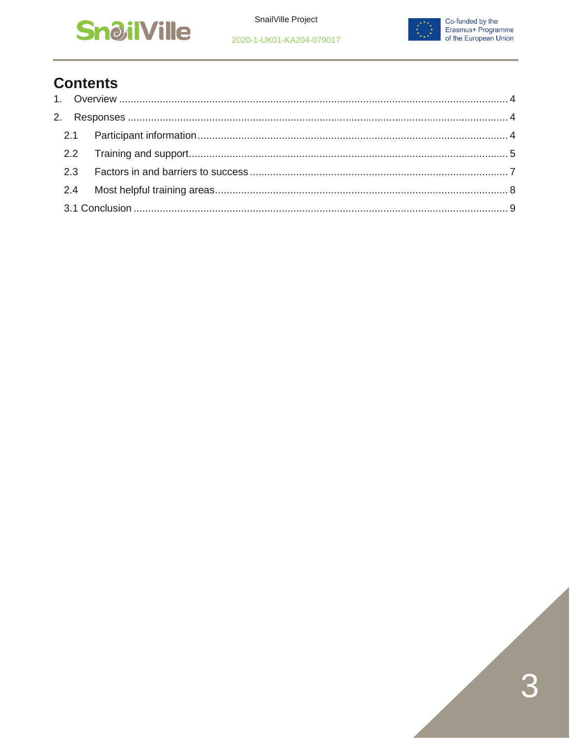# Contents

1. Overview ........................................................................................................................... 4
2. Responses ......................................................................................................................... 4
   - 2.1 Participant information ................................................................................................ 4
   - 2.2 Training and support.................................................................................................... 5
   - 2.3 Factors in and barriers to success ............................................................................... 7
   - 2.4 Most helpful training areas........................................................................................... 8
   - 3.1 Conclusion ................................................................................................................... 9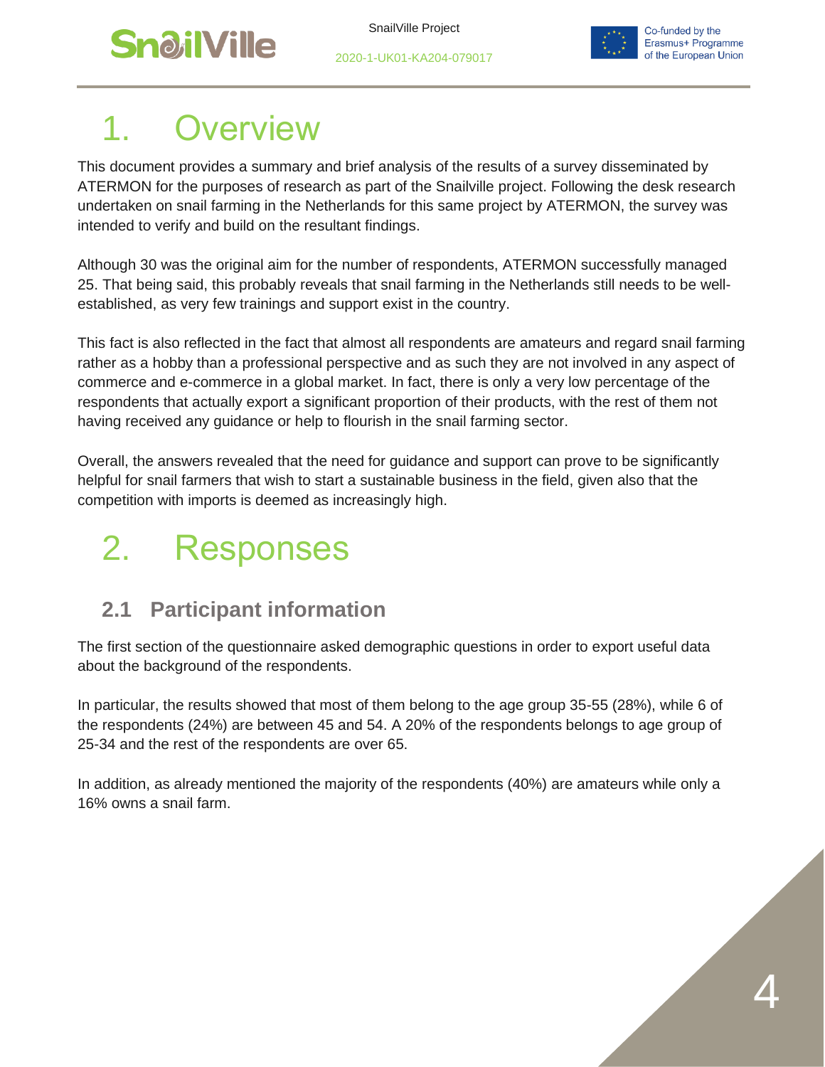# 1. Overview

This document provides a summary and brief analysis of the results of a survey disseminated by ATERMON for the purposes of research as part of the Snailville project. Following the desk research undertaken on snail farming in the Netherlands for this same project by ATERMON, the survey was intended to verify and build on the resultant findings.

Although 30 was the original aim for the number of respondents, ATERMON successfully managed 25. That being said, this probably reveals that snail farming in the Netherlands still needs to be well-established, as very few trainings and support exist in the country.

This fact is also reflected in the fact that almost all respondents are amateurs and regard snail farming rather as a hobby than a professional perspective and as such they are not involved in any aspect of commerce and e-commerce in a global market. In fact, there is only a very low percentage of the respondents that actually export a significant proportion of their products, with the rest of them not having received any guidance or help to flourish in the snail farming sector.

Overall, the answers revealed that the need for guidance and support can prove to be significantly helpful for snail farmers that wish to start a sustainable business in the field, given also that the competition with imports is deemed as increasingly high.

# 2. Responses

## 2.1 Participant information

The first section of the questionnaire asked demographic questions in order to export useful data about the background of the respondents.

In particular, the results showed that most of them belong to the age group 35-55 (28%), while 6 of the respondents (24%) are between 45 and 54. A 20% of the respondents belongs to age group of 25-34 and the rest of the respondents are over 65.

In addition, as already mentioned the majority of the respondents (40%) are amateurs while only a 16% owns a snail farm.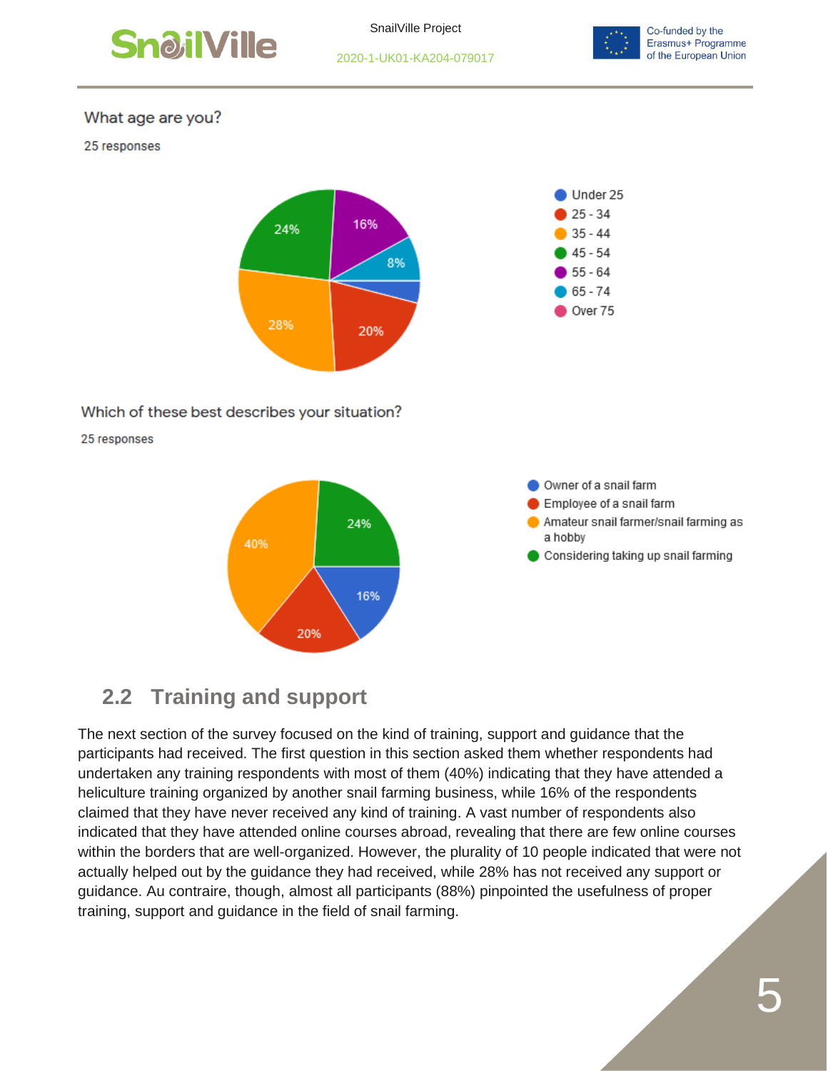What age are you?

25 responses

- Under 25
- 25 - 34: 20%
- 35 - 44: 28%
- 45 - 54: 24%
- 55 - 64: 16%
- 65 - 74: 8%
- Over 75

Which of these best describes your situation?

25 responses

- Owner of a snail farm: 16%
- Employee of a snail farm: 20%
- Amateur snail farmer/snail farming as a hobby: 40%
- Considering taking up snail farming: 24%

## 2.2 Training and support

The next section of the survey focused on the kind of training, support and guidance that the participants had received. The first question in this section asked them whether respondents had undertaken any training respondents with most of them (40%) indicating that they have attended a heliculture training organized by another snail farming business, while 16% of the respondents claimed that they have never received any kind of training. A vast number of respondents also indicated that they have attended online courses abroad, revealing that there are few online courses within the borders that are well-organized. However, the plurality of 10 people indicated that were not actually helped out by the guidance they had received, while 28% has not received any support or guidance. Au contraire, though, almost all participants (88%) pinpointed the usefulness of proper training, support and guidance in the field of snail farming.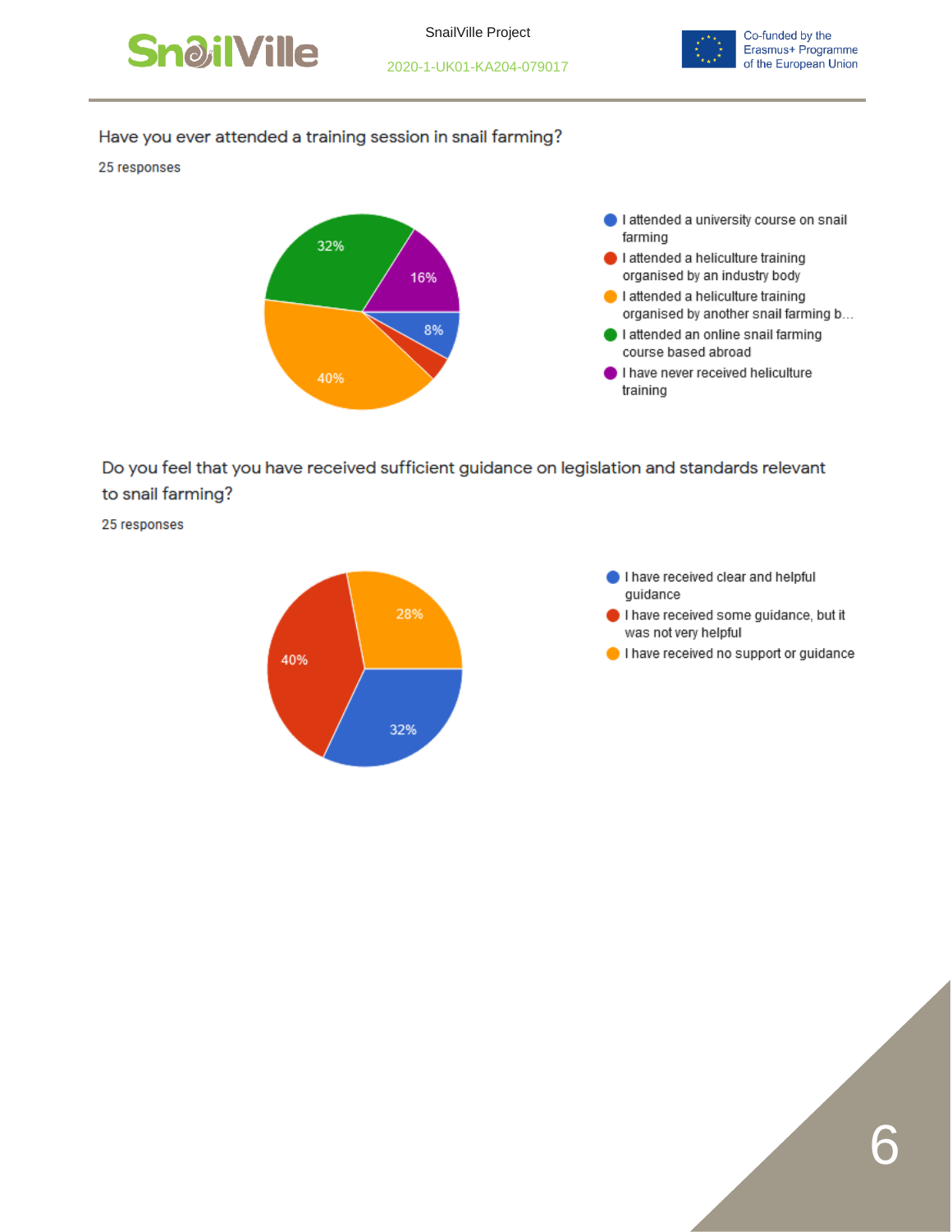Have you ever attended a training session in snail farming?

25 responses

- I attended a university course on snail farming — 8%
- I attended a heliculture training organised by an industry body
- I attended a heliculture training organised by another snail farming b...  — 40%
- I attended an online snail farming course based abroad — 32%
- I have never received heliculture training — 16%

Do you feel that you have received sufficient guidance on legislation and standards relevant to snail farming?

25 responses

- I have received clear and helpful guidance — 32%
- I have received some guidance, but it was not very helpful — 40%
- I have received no support or guidance — 28%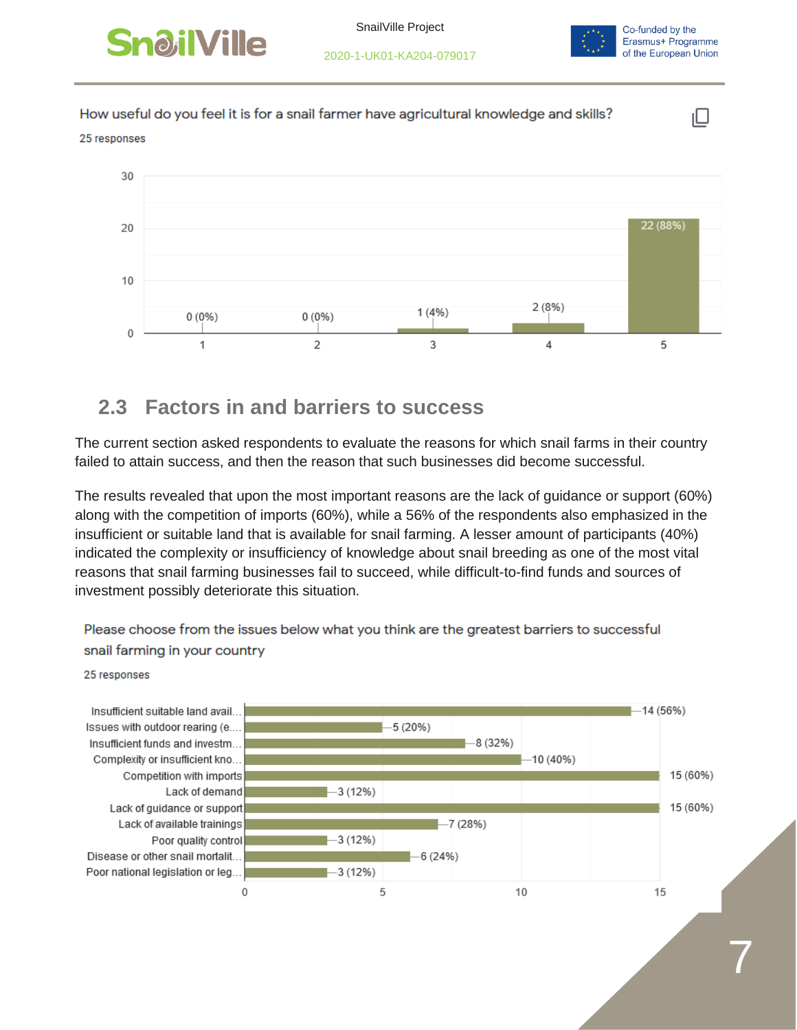How useful do you feel it is for a snail farmer have agricultural knowledge and skills?

25 responses

| Rating | Responses |
|---|---|
| 1 | 0 (0%) |
| 2 | 0 (0%) |
| 3 | 1 (4%) |
| 4 | 2 (8%) |
| 5 | 22 (88%) |

## 2.3 Factors in and barriers to success

The current section asked respondents to evaluate the reasons for which snail farms in their country failed to attain success, and then the reason that such businesses did become successful.

The results revealed that upon the most important reasons are the lack of guidance or support (60%) along with the competition of imports (60%), while a 56% of the respondents also emphasized in the insufficient or suitable land that is available for snail farming. A lesser amount of participants (40%) indicated the complexity or insufficiency of knowledge about snail breeding as one of the most vital reasons that snail farming businesses fail to succeed, while difficult-to-find funds and sources of investment possibly deteriorate this situation.

Please choose from the issues below what you think are the greatest barriers to successful snail farming in your country

25 responses

| Barrier | Responses |
|---|---|
| Insufficient suitable land avail... | 14 (56%) |
| Issues with outdoor rearing (e.... | 5 (20%) |
| Insufficient funds and investm... | 8 (32%) |
| Complexity or insufficient kno... | 10 (40%) |
| Competition with imports | 15 (60%) |
| Lack of demand | 3 (12%) |
| Lack of guidance or support | 15 (60%) |
| Lack of available trainings | 7 (28%) |
| Poor quality control | 3 (12%) |
| Disease or other snail mortalit... | 6 (24%) |
| Poor national legislation or leg... | 3 (12%) |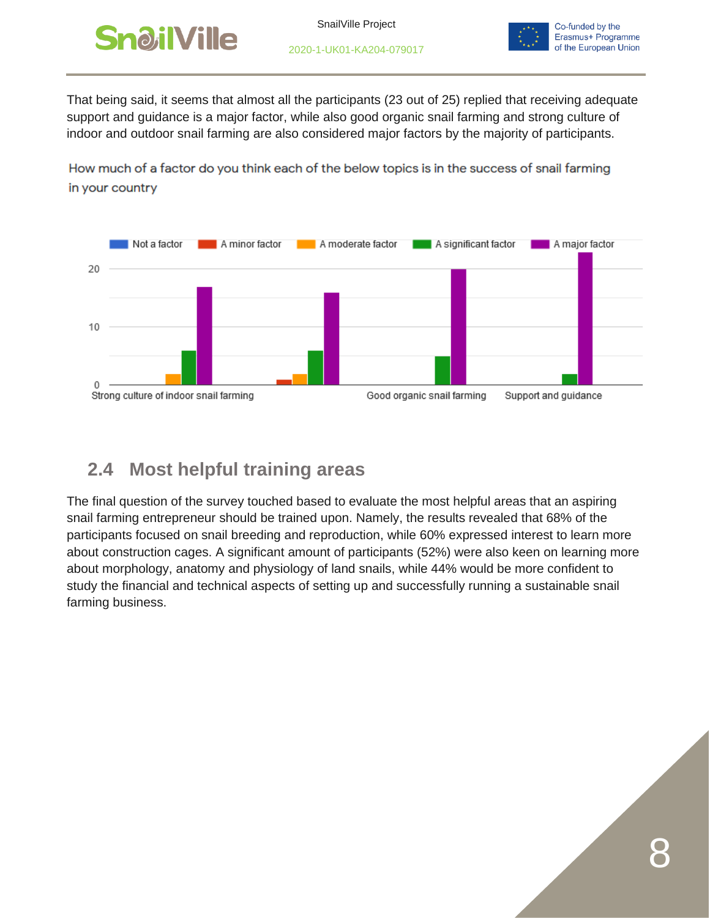That being said, it seems that almost all the participants (23 out of 25) replied that receiving adequate support and guidance is a major factor, while also good organic snail farming and strong culture of indoor and outdoor snail farming are also considered major factors by the majority of participants.

How much of a factor do you think each of the below topics is in the success of snail farming in your country

## 2.4 Most helpful training areas

The final question of the survey touched based to evaluate the most helpful areas that an aspiring snail farming entrepreneur should be trained upon. Namely, the results revealed that 68% of the participants focused on snail breeding and reproduction, while 60% expressed interest to learn more about construction cages. A significant amount of participants (52%) were also keen on learning more about morphology, anatomy and physiology of land snails, while 44% would be more confident to study the financial and technical aspects of setting up and successfully running a sustainable snail farming business.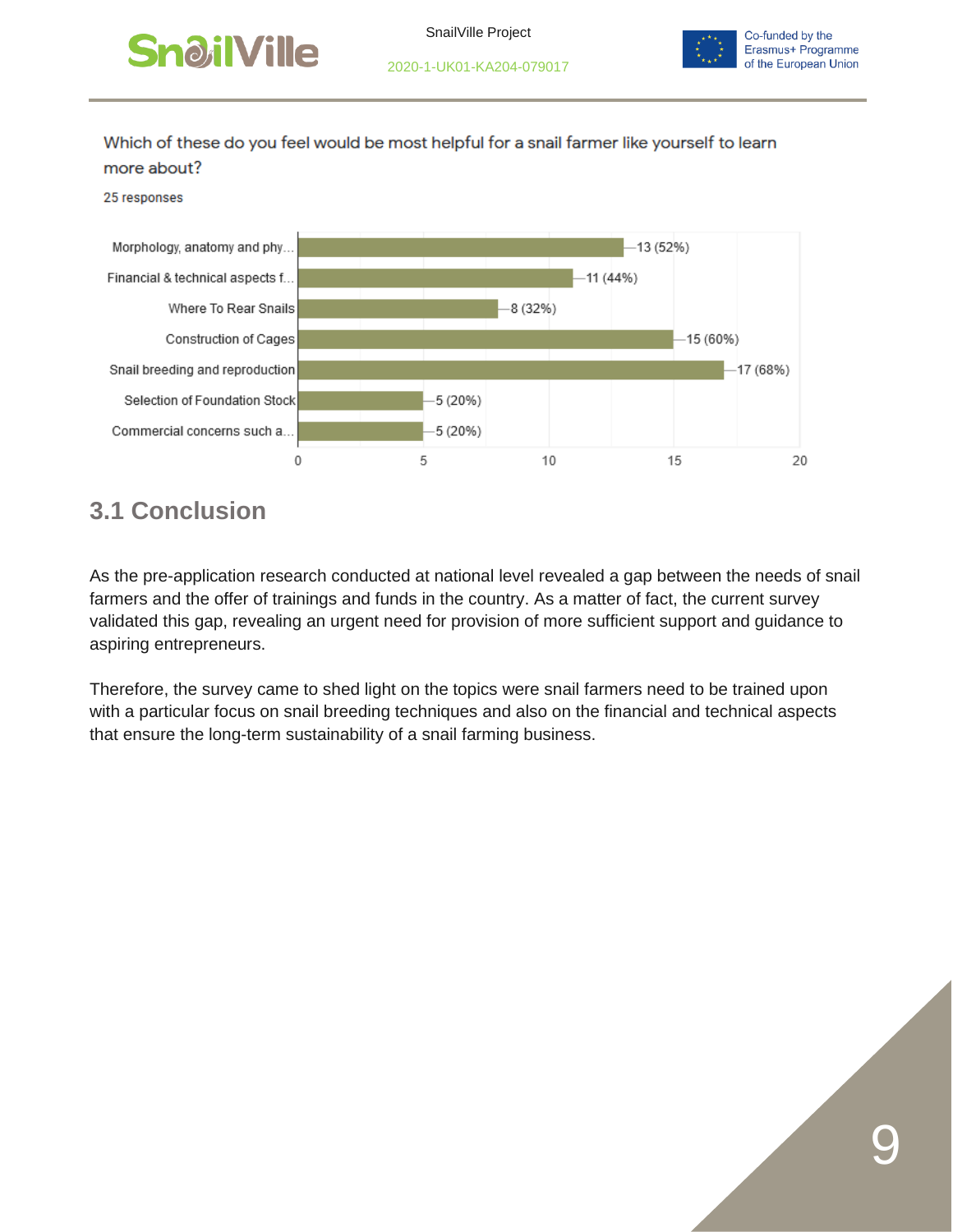Which of these do you feel would be most helpful for a snail farmer like yourself to learn more about?

25 responses

Morphology, anatomy and phy...
Financial & technical aspects f...
Where To Rear Snails
Construction of Cages
Snail breeding and reproduction
Selection of Foundation Stock
Commercial concerns such a...

13 (52%)
11 (44%)
8 (32%)
15 (60%)
17 (68%)
5 (20%)
5 (20%)

0 5 10 15 20

## 3.1 Conclusion

As the pre-application research conducted at national level revealed a gap between the needs of snail farmers and the offer of trainings and funds in the country. As a matter of fact, the current survey validated this gap, revealing an urgent need for provision of more sufficient support and guidance to aspiring entrepreneurs.

Therefore, the survey came to shed light on the topics were snail farmers need to be trained upon with a particular focus on snail breeding techniques and also on the financial and technical aspects that ensure the long-term sustainability of a snail farming business.